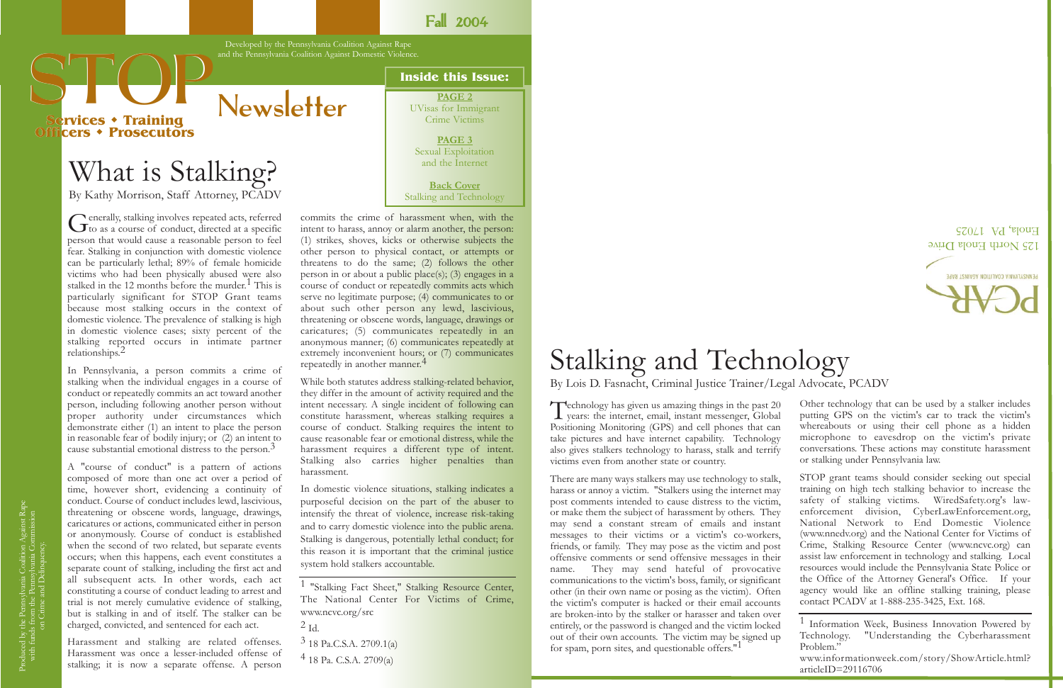Fall 2004

Developed by the Pennsylvania Coalition Against Rape and the Pennsylvania Coalition Against Domestic Violence.

# STOP Newsletter

**Services • Training Officers • Prosecutors**

**Inside this Issue:**

- **PAGE 2** UVisas for Immigrant Crime Victims
- **PAGE 3** Sexual Exploitation and the Internet
- **Back Cover** Stalking and Technology

# What is Stalking?

By Kathy Morrison, Staff Attorney, PCADV

Generally, stalking involves repeated acts, referred to as a course of conduct, directed at a specific person that would cause a reasonable person to feel fear. Stalking in conjunction with domestic violence can be particularly lethal; 89% of female homicide victims who had been physically abused were also stalked in the 12 months before the murder.[1] This is particularly significant for STOP Grant teams because most stalking occurs in the context of domestic violence. The prevalence of stalking is high in domestic violence cases; sixty percent of the stalking reported occurs in intimate partner relationships.[2]

In Pennsylvania, a person commits a crime of stalking when the individual engages in a course of conduct or repeatedly commits an act toward another person, including following another person without proper authority under circumstances which demonstrate either (1) an intent to place the person in reasonable fear of bodily injury; or (2) an intent to cause substantial emotional distress to the person.[3]

A "course of conduct" is a pattern of actions composed of more than one act over a period of time, however short, evidencing a continuity of conduct. Course of conduct includes lewd, lascivious, threatening or obscene words, language, drawings, caricatures or actions, communicated either in person or anonymously. Course of conduct is established when the second of two related, but separate events occurs; when this happens, each event constitutes a separate count of stalking, including the first act and all subsequent acts. In other words, each act constituting a course of conduct leading to arrest and trial is not merely cumulative evidence of stalking, but is stalking in and of itself. The stalker can be charged, convicted, and sentenced for each act.

Harassment and stalking are related offenses. Harassment was once a lesser-included offense of stalking; it is now a separate offense. A person commits the crime of harassment when, with the intent to harass, annoy or alarm another, the person: (1) strikes, shoves, kicks or otherwise subjects the other person to physical contact, or attempts or threatens to do the same; (2) follows the other person in or about a public place(s); (3) engages in a course of conduct or repeatedly commits acts which serve no legitimate purpose; (4) communicates to or about such other person any lewd, lascivious, threatening or obscene words, language, drawings or caricatures; (5) communicates repeatedly in an anonymous manner; (6) communicates repeatedly at extremely inconvenient hours; or (7) communicates repeatedly in another manner.[4]

While both statutes address stalking-related behavior, they differ in the amount of activity required and the intent necessary. A single incident of following can constitute harassment, whereas stalking requires a course of conduct. Stalking requires the intent to cause reasonable fear or emotional distress, while the harassment requires a different type of intent. Stalking also carries higher penalties than harassment.

In domestic violence situations, stalking indicates a purposeful decision on the part of the abuser to intensify the threat of violence, increase risk-taking and to carry domestic violence into the public arena. Stalking is dangerous, potentially lethal conduct; for this reason it is important that the criminal justice system hold stalkers accountable.

[1] "Stalking Fact Sheet," Stalking Resource Center, The National Center For Victims of Crime, www.ncvc.org/src

[2] Id.

[3] 18 Pa.C.S.A. 2709.1(a)

[4] 18 Pa. C.S.A. 2709(a)

Produced by the Pennsylvania Coalition Against Rape with funds from the Pennsylvania Commission on Crime and Delinquency.

# Stalking and Technology

By Lois D. Fasnacht, Criminal Justice Trainer/Legal Advocate, PCADV

Technology has given us amazing things in the past 20 years: the internet, email, instant messenger, Global Positioning Monitoring (GPS) and cell phones that can take pictures and have internet capability. Technology also gives stalkers technology to harass, stalk and terrify victims even from another state or country.

There are many ways stalkers may use technology to stalk, harass or annoy a victim. "Stalkers using the internet may post comments intended to cause distress to the victim, or make them the subject of harassment by others. They may send a constant stream of emails and instant messages to their victims or a victim's co-workers, friends, or family. They may pose as the victim and post offensive comments or send offensive messages in their name. They may send hateful of provocative communications to the victim's boss, family, or significant other (in their own name or posing as the victim). Often the victim's computer is hacked or their email accounts are broken-into by the stalker or harasser and taken over entirely, or the password is changed and the victim locked out of their own accounts. The victim may be signed up for spam, porn sites, and questionable offers."[1]

Other technology that can be used by a stalker includes putting GPS on the victim's car to track the victim's whereabouts or using their cell phone as a hidden microphone to eavesdrop on the victim's private conversations. These actions may constitute harassment or stalking under Pennsylvania law.

STOP grant teams should consider seeking out special training on high tech stalking behavior to increase the safety of stalking victims. WiredSafety.org's law-enforcement division, CyberLawEnforcement.org, National Network to End Domestic Violence (www.nnedv.org) and the National Center for Victims of Crime, Stalking Resource Center (www.ncvc.org) can assist law enforcement in technology and stalking. Local resources would include the Pennsylvania State Police or the Office of the Attorney General's Office. If your agency would like an offline stalking training, please contact PCADV at 1-888-235-3425, Ext. 168.

[1] Information Week, Business Innovation Powered by Technology. "Understanding the Cyberharassment Problem." www.informationweek.com/story/ShowArticle.html?articleID=29116706

PCAR
PENNSYLVANIA COALITION AGAINST RAPE
125 North Enola Drive
Enola, PA 17025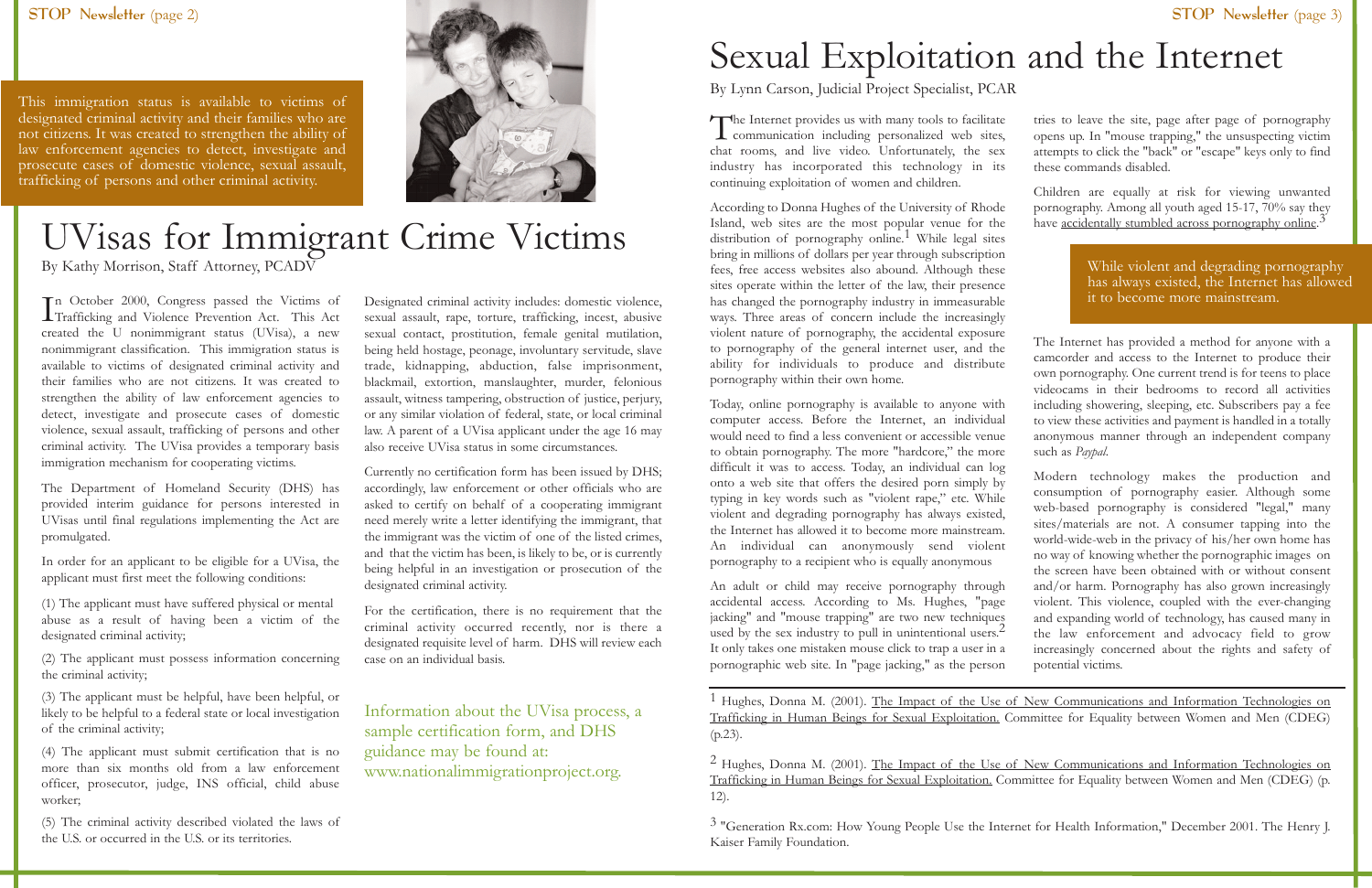This immigration status is available to victims of designated criminal activity and their families who are not citizens. It was created to strengthen the ability of law enforcement agencies to detect, investigate and prosecute cases of domestic violence, sexual assault, trafficking of persons and other criminal activity.

# UVisas for Immigrant Crime Victims

By Kathy Morrison, Staff Attorney, PCADV

In October 2000, Congress passed the Victims of Trafficking and Violence Prevention Act. This Act created the U nonimmigrant status (UVisa), a new nonimmigrant classification. This immigration status is available to victims of designated criminal activity and their families who are not citizens. It was created to strengthen the ability of law enforcement agencies to detect, investigate and prosecute cases of domestic violence, sexual assault, trafficking of persons and other criminal activity. The UVisa provides a temporary basis immigration mechanism for cooperating victims.

The Department of Homeland Security (DHS) has provided interim guidance for persons interested in UVisas until final regulations implementing the Act are promulgated.

In order for an applicant to be eligible for a UVisa, the applicant must first meet the following conditions:

(1) The applicant must have suffered physical or mental abuse as a result of having been a victim of the designated criminal activity;

(2) The applicant must possess information concerning the criminal activity;

(3) The applicant must be helpful, have been helpful, or likely to be helpful to a federal state or local investigation of the criminal activity;

(4) The applicant must submit certification that is no more than six months old from a law enforcement officer, prosecutor, judge, INS official, child abuse worker;

(5) The criminal activity described violated the laws of the U.S. or occurred in the U.S. or its territories.

Designated criminal activity includes: domestic violence, sexual assault, rape, torture, trafficking, incest, abusive sexual contact, prostitution, female genital mutilation, being held hostage, peonage, involuntary servitude, slave trade, kidnapping, abduction, false imprisonment, blackmail, extortion, manslaughter, murder, felonious assault, witness tampering, obstruction of justice, perjury, or any similar violation of federal, state, or local criminal law. A parent of a UVisa applicant under the age 16 may also receive UVisa status in some circumstances.

Currently no certification form has been issued by DHS; accordingly, law enforcement or other officials who are asked to certify on behalf of a cooperating immigrant need merely write a letter identifying the immigrant, that the immigrant was the victim of one of the listed crimes, and that the victim has been, is likely to be, or is currently being helpful in an investigation or prosecution of the designated criminal activity.

For the certification, there is no requirement that the criminal activity occurred recently, nor is there a designated requisite level of harm. DHS will review each case on an individual basis.

Information about the UVisa process, a sample certification form, and DHS guidance may be found at: www.nationalimmigrationproject.org.

# Sexual Exploitation and the Internet

By Lynn Carson, Judicial Project Specialist, PCAR

The Internet provides us with many tools to facilitate communication including personalized web sites, chat rooms, and live video. Unfortunately, the sex industry has incorporated this technology in its continuing exploitation of women and children.

According to Donna Hughes of the University of Rhode Island, web sites are the most popular venue for the distribution of pornography online.[1] While legal sites bring in millions of dollars per year through subscription fees, free access websites also abound. Although these sites operate within the letter of the law, their presence has changed the pornography industry in immeasurable ways. Three areas of concern include the increasingly violent nature of pornography, the accidental exposure to pornography of the general internet user, and the ability for individuals to produce and distribute pornography within their own home.

Today, online pornography is available to anyone with computer access. Before the Internet, an individual would need to find a less convenient or accessible venue to obtain pornography. The more "hardcore," the more difficult it was to access. Today, an individual can log onto a web site that offers the desired porn simply by typing in key words such as "violent rape," etc. While violent and degrading pornography has always existed, the Internet has allowed it to become more mainstream. An individual can anonymously send violent pornography to a recipient who is equally anonymous

An adult or child may receive pornography through accidental access. According to Ms. Hughes, "page jacking" and "mouse trapping" are two new techniques used by the sex industry to pull in unintentional users.[2] It only takes one mistaken mouse click to trap a user in a pornographic web site. In "page jacking," as the person tries to leave the site, page after page of pornography opens up. In "mouse trapping," the unsuspecting victim attempts to click the "back" or "escape" keys only to find these commands disabled.

Children are equally at risk for viewing unwanted pornography. Among all youth aged 15-17, 70% say they have accidentally stumbled across pornography online.[3]

While violent and degrading pornography has always existed, the Internet has allowed it to become more mainstream.

The Internet has provided a method for anyone with a camcorder and access to the Internet to produce their own pornography. One current trend is for teens to place videocams in their bedrooms to record all activities including showering, sleeping, etc. Subscribers pay a fee to view these activities and payment is handled in a totally anonymous manner through an independent company such as *Paypal*.

Modern technology makes the production and consumption of pornography easier. Although some web-based pornography is considered "legal," many sites/materials are not. A consumer tapping into the world-wide-web in the privacy of his/her own home has no way of knowing whether the pornographic images on the screen have been obtained with or without consent and/or harm. Pornography has also grown increasingly violent. This violence, coupled with the ever-changing and expanding world of technology, has caused many in the law enforcement and advocacy field to grow increasingly concerned about the rights and safety of potential victims.

---

[1] Hughes, Donna M. (2001). The Impact of the Use of New Communications and Information Technologies on Trafficking in Human Beings for Sexual Exploitation. Committee for Equality between Women and Men (CDEG) (p.23).

[2] Hughes, Donna M. (2001). The Impact of the Use of New Communications and Information Technologies on Trafficking in Human Beings for Sexual Exploitation. Committee for Equality between Women and Men (CDEG) (p. 12).

[3] "Generation Rx.com: How Young People Use the Internet for Health Information," December 2001. The Henry J. Kaiser Family Foundation.